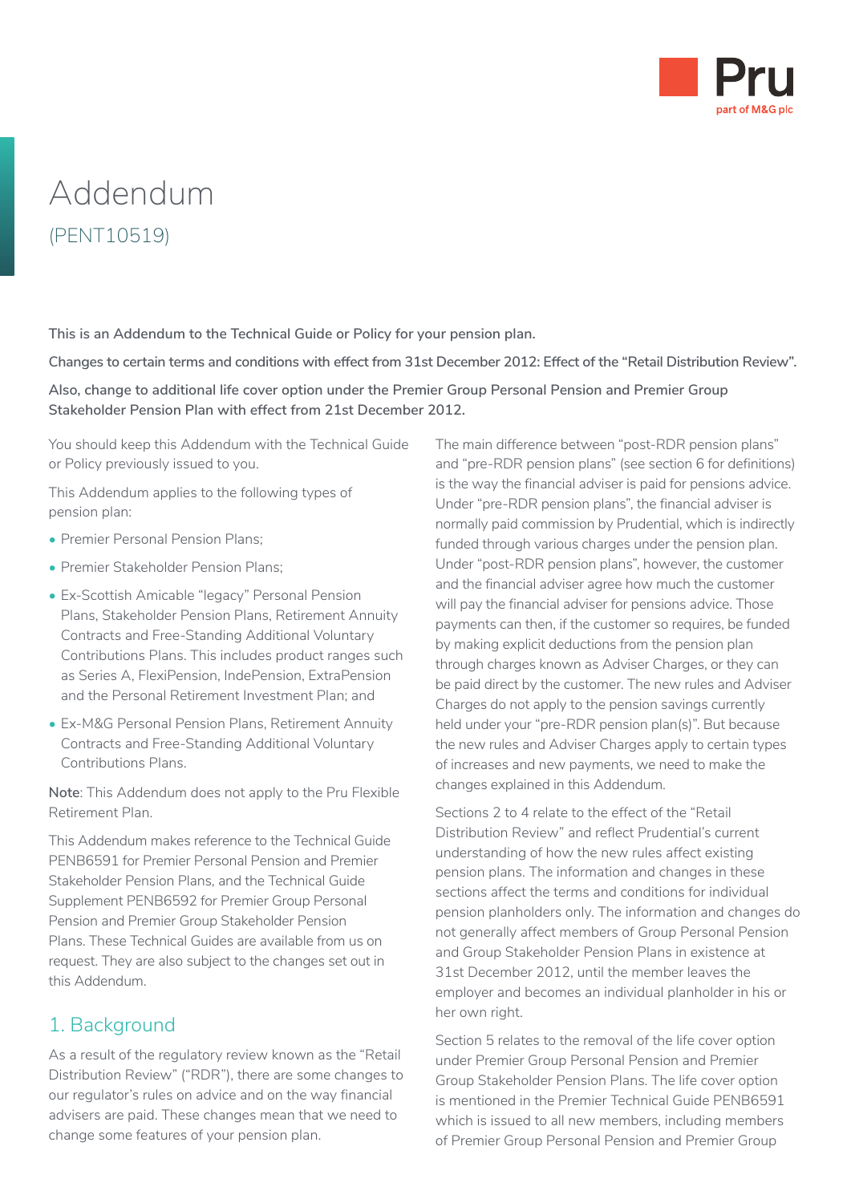# Addendum

(PENT10519)

**This is an Addendum to the Technical Guide or Policy for your pension plan.**

**Changes to certain terms and conditions with effect from 31st December 2012: Effect of the "Retail Distribution Review".**

**Also, change to additional life cover option under the Premier Group Personal Pension and Premier Group Stakeholder Pension Plan with effect from 21st December 2012.**

You should keep this Addendum with the Technical Guide or Policy previously issued to you.

This Addendum applies to the following types of pension plan:

- Premier Personal Pension Plans;
- Premier Stakeholder Pension Plans;
- Ex-Scottish Amicable "legacy" Personal Pension Plans, Stakeholder Pension Plans, Retirement Annuity Contracts and Free-Standing Additional Voluntary Contributions Plans. This includes product ranges such as Series A, FlexiPension, IndePension, ExtraPension and the Personal Retirement Investment Plan; and
- Ex-M&G Personal Pension Plans, Retirement Annuity Contracts and Free-Standing Additional Voluntary Contributions Plans.

**Note**: This Addendum does not apply to the Pru Flexible Retirement Plan.

This Addendum makes reference to the Technical Guide PENB6591 for Premier Personal Pension and Premier Stakeholder Pension Plans, and the Technical Guide Supplement PENB6592 for Premier Group Personal Pension and Premier Group Stakeholder Pension Plans. These Technical Guides are available from us on request. They are also subject to the changes set out in this Addendum.

## 1. Background

As a result of the regulatory review known as the "Retail Distribution Review" ("RDR"), there are some changes to our regulator's rules on advice and on the way financial advisers are paid. These changes mean that we need to change some features of your pension plan.

The main difference between "post-RDR pension plans" and "pre-RDR pension plans" (see section 6 for definitions) is the way the financial adviser is paid for pensions advice. Under "pre-RDR pension plans", the financial adviser is normally paid commission by Prudential, which is indirectly funded through various charges under the pension plan. Under "post-RDR pension plans", however, the customer and the financial adviser agree how much the customer will pay the financial adviser for pensions advice. Those payments can then, if the customer so requires, be funded by making explicit deductions from the pension plan through charges known as Adviser Charges, or they can be paid direct by the customer. The new rules and Adviser Charges do not apply to the pension savings currently held under your "pre-RDR pension plan(s)". But because the new rules and Adviser Charges apply to certain types of increases and new payments, we need to make the changes explained in this Addendum.

Sections 2 to 4 relate to the effect of the "Retail Distribution Review" and reflect Prudential's current understanding of how the new rules affect existing pension plans. The information and changes in these sections affect the terms and conditions for individual pension planholders only. The information and changes do not generally affect members of Group Personal Pension and Group Stakeholder Pension Plans in existence at 31st December 2012, until the member leaves the employer and becomes an individual planholder in his or her own right.

Section 5 relates to the removal of the life cover option under Premier Group Personal Pension and Premier Group Stakeholder Pension Plans. The life cover option is mentioned in the Premier Technical Guide PENB6591 which is issued to all new members, including members of Premier Group Personal Pension and Premier Group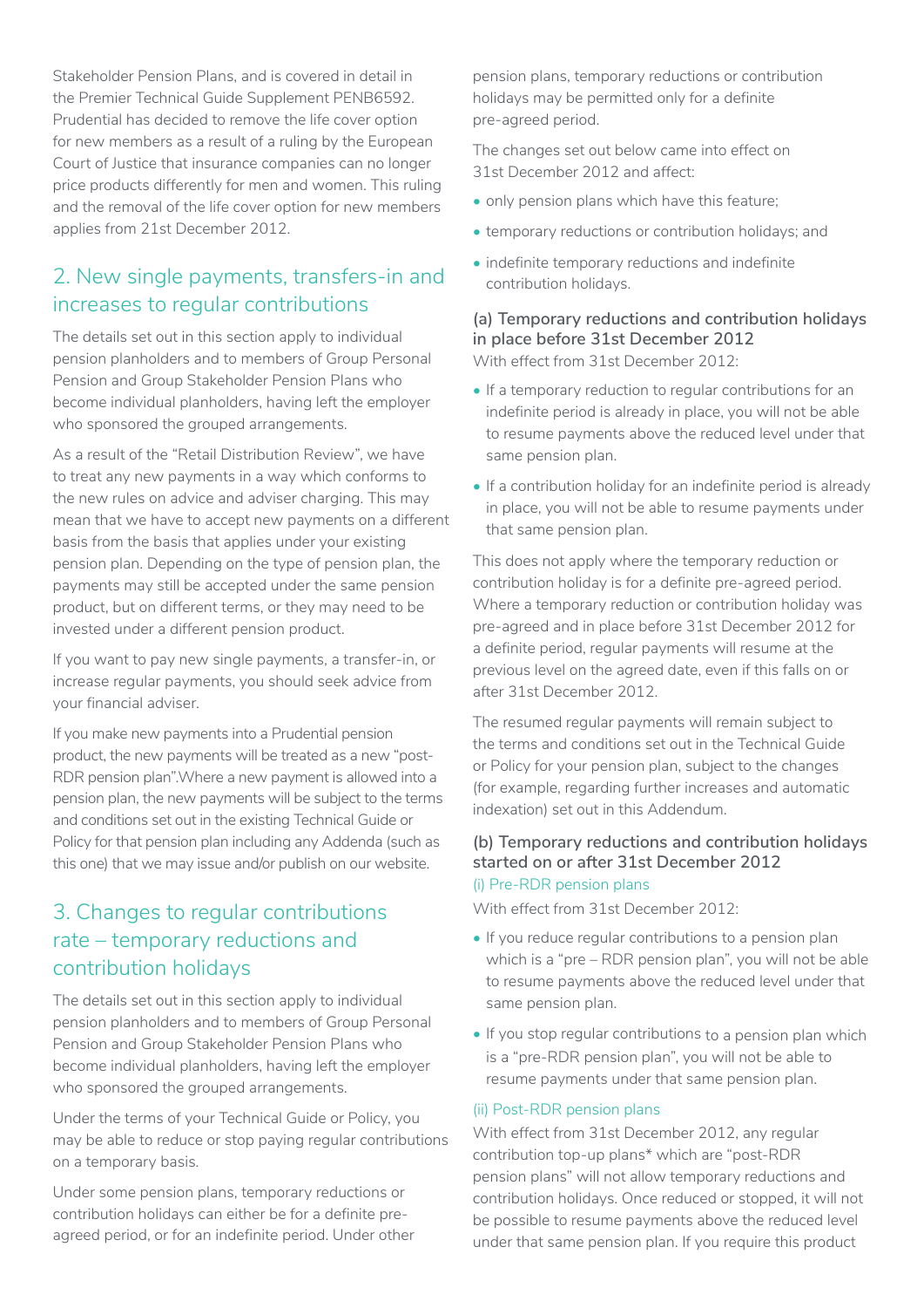Stakeholder Pension Plans, and is covered in detail in the Premier Technical Guide Supplement PENB6592. Prudential has decided to remove the life cover option for new members as a result of a ruling by the European Court of Justice that insurance companies can no longer price products differently for men and women. This ruling and the removal of the life cover option for new members applies from 21st December 2012.

## 2. New single payments, transfers-in and increases to regular contributions

The details set out in this section apply to individual pension planholders and to members of Group Personal Pension and Group Stakeholder Pension Plans who become individual planholders, having left the employer who sponsored the grouped arrangements.

As a result of the "Retail Distribution Review", we have to treat any new payments in a way which conforms to the new rules on advice and adviser charging. This may mean that we have to accept new payments on a different basis from the basis that applies under your existing pension plan. Depending on the type of pension plan, the payments may still be accepted under the same pension product, but on different terms, or they may need to be invested under a different pension product.

If you want to pay new single payments, a transfer-in, or increase regular payments, you should seek advice from your financial adviser.

If you make new payments into a Prudential pension product, the new payments will be treated as a new "post-RDR pension plan".Where a new payment is allowed into a pension plan, the new payments will be subject to the terms and conditions set out in the existing Technical Guide or Policy for that pension plan including any Addenda (such as this one) that we may issue and/or publish on our website.

## 3. Changes to regular contributions rate – temporary reductions and contribution holidays

The details set out in this section apply to individual pension planholders and to members of Group Personal Pension and Group Stakeholder Pension Plans who become individual planholders, having left the employer who sponsored the grouped arrangements.

Under the terms of your Technical Guide or Policy, you may be able to reduce or stop paying regular contributions on a temporary basis.

Under some pension plans, temporary reductions or contribution holidays can either be for a definite pre-agreed period, or for an indefinite period. Under other pension plans, temporary reductions or contribution holidays may be permitted only for a definite pre-agreed period.

The changes set out below came into effect on 31st December 2012 and affect:

- only pension plans which have this feature;
- temporary reductions or contribution holidays; and
- indefinite temporary reductions and indefinite contribution holidays.

### (a) Temporary reductions and contribution holidays in place before 31st December 2012

With effect from 31st December 2012:

- If a temporary reduction to regular contributions for an indefinite period is already in place, you will not be able to resume payments above the reduced level under that same pension plan.
- If a contribution holiday for an indefinite period is already in place, you will not be able to resume payments under that same pension plan.

This does not apply where the temporary reduction or contribution holiday is for a definite pre-agreed period. Where a temporary reduction or contribution holiday was pre-agreed and in place before 31st December 2012 for a definite period, regular payments will resume at the previous level on the agreed date, even if this falls on or after 31st December 2012.

The resumed regular payments will remain subject to the terms and conditions set out in the Technical Guide or Policy for your pension plan, subject to the changes (for example, regarding further increases and automatic indexation) set out in this Addendum.

### (b) Temporary reductions and contribution holidays started on or after 31st December 2012

#### (i) Pre-RDR pension plans

With effect from 31st December 2012:

- If you reduce regular contributions to a pension plan which is a "pre – RDR pension plan", you will not be able to resume payments above the reduced level under that same pension plan.
- If you stop regular contributions to a pension plan which is a "pre-RDR pension plan", you will not be able to resume payments under that same pension plan.

#### (ii) Post-RDR pension plans

With effect from 31st December 2012, any regular contribution top-up plans* which are "post-RDR pension plans" will not allow temporary reductions and contribution holidays. Once reduced or stopped, it will not be possible to resume payments above the reduced level under that same pension plan. If you require this product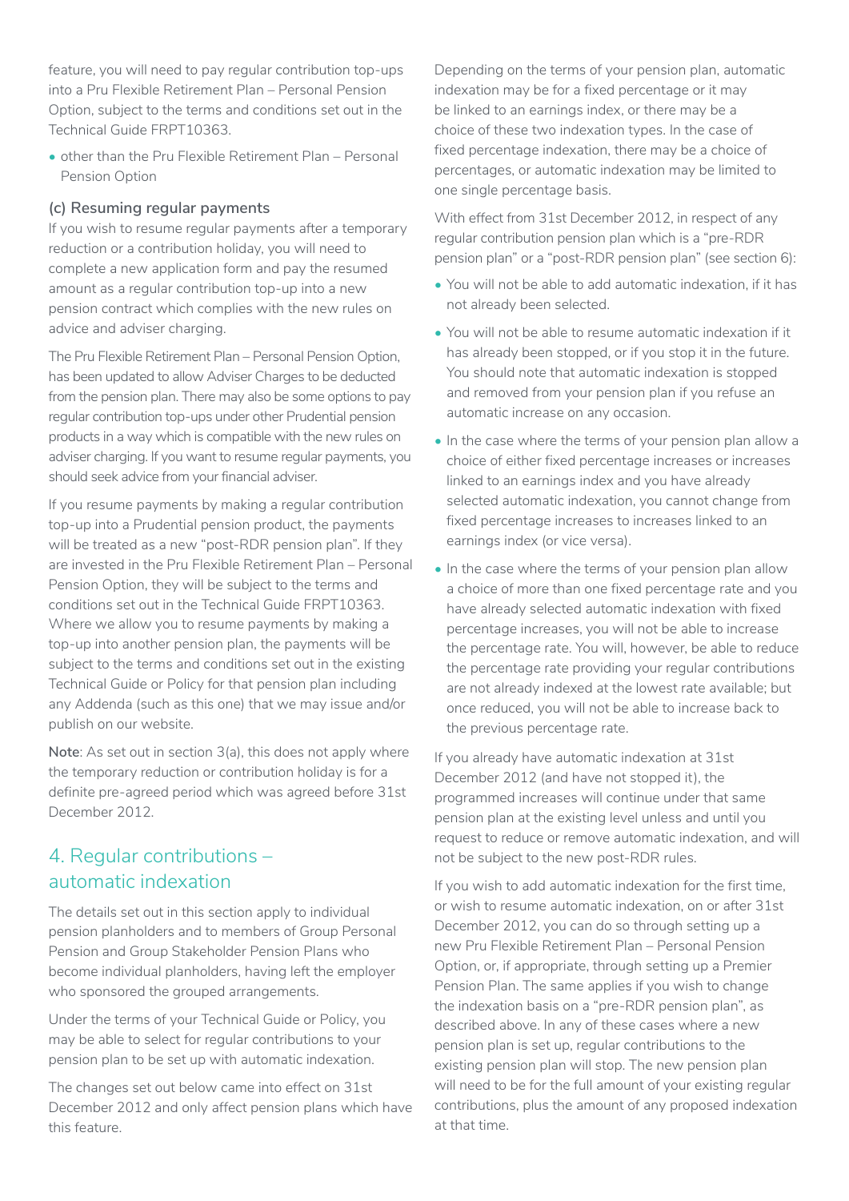feature, you will need to pay regular contribution top-ups into a Pru Flexible Retirement Plan – Personal Pension Option, subject to the terms and conditions set out in the Technical Guide FRPT10363.

- other than the Pru Flexible Retirement Plan – Personal Pension Option

### (c) Resuming regular payments

If you wish to resume regular payments after a temporary reduction or a contribution holiday, you will need to complete a new application form and pay the resumed amount as a regular contribution top-up into a new pension contract which complies with the new rules on advice and adviser charging.

The Pru Flexible Retirement Plan – Personal Pension Option, has been updated to allow Adviser Charges to be deducted from the pension plan. There may also be some options to pay regular contribution top-ups under other Prudential pension products in a way which is compatible with the new rules on adviser charging. If you want to resume regular payments, you should seek advice from your financial adviser.

If you resume payments by making a regular contribution top-up into a Prudential pension product, the payments will be treated as a new "post-RDR pension plan". If they are invested in the Pru Flexible Retirement Plan – Personal Pension Option, they will be subject to the terms and conditions set out in the Technical Guide FRPT10363. Where we allow you to resume payments by making a top-up into another pension plan, the payments will be subject to the terms and conditions set out in the existing Technical Guide or Policy for that pension plan including any Addenda (such as this one) that we may issue and/or publish on our website.

**Note**: As set out in section 3(a), this does not apply where the temporary reduction or contribution holiday is for a definite pre-agreed period which was agreed before 31st December 2012.

## 4. Regular contributions – automatic indexation

The details set out in this section apply to individual pension planholders and to members of Group Personal Pension and Group Stakeholder Pension Plans who become individual planholders, having left the employer who sponsored the grouped arrangements.

Under the terms of your Technical Guide or Policy, you may be able to select for regular contributions to your pension plan to be set up with automatic indexation.

The changes set out below came into effect on 31st December 2012 and only affect pension plans which have this feature.

Depending on the terms of your pension plan, automatic indexation may be for a fixed percentage or it may be linked to an earnings index, or there may be a choice of these two indexation types. In the case of fixed percentage indexation, there may be a choice of percentages, or automatic indexation may be limited to one single percentage basis.

With effect from 31st December 2012, in respect of any regular contribution pension plan which is a "pre-RDR pension plan" or a "post-RDR pension plan" (see section 6):

- You will not be able to add automatic indexation, if it has not already been selected.
- You will not be able to resume automatic indexation if it has already been stopped, or if you stop it in the future. You should note that automatic indexation is stopped and removed from your pension plan if you refuse an automatic increase on any occasion.
- In the case where the terms of your pension plan allow a choice of either fixed percentage increases or increases linked to an earnings index and you have already selected automatic indexation, you cannot change from fixed percentage increases to increases linked to an earnings index (or vice versa).
- In the case where the terms of your pension plan allow a choice of more than one fixed percentage rate and you have already selected automatic indexation with fixed percentage increases, you will not be able to increase the percentage rate. You will, however, be able to reduce the percentage rate providing your regular contributions are not already indexed at the lowest rate available; but once reduced, you will not be able to increase back to the previous percentage rate.

If you already have automatic indexation at 31st December 2012 (and have not stopped it), the programmed increases will continue under that same pension plan at the existing level unless and until you request to reduce or remove automatic indexation, and will not be subject to the new post-RDR rules.

If you wish to add automatic indexation for the first time, or wish to resume automatic indexation, on or after 31st December 2012, you can do so through setting up a new Pru Flexible Retirement Plan – Personal Pension Option, or, if appropriate, through setting up a Premier Pension Plan. The same applies if you wish to change the indexation basis on a "pre-RDR pension plan", as described above. In any of these cases where a new pension plan is set up, regular contributions to the existing pension plan will stop. The new pension plan will need to be for the full amount of your existing regular contributions, plus the amount of any proposed indexation at that time.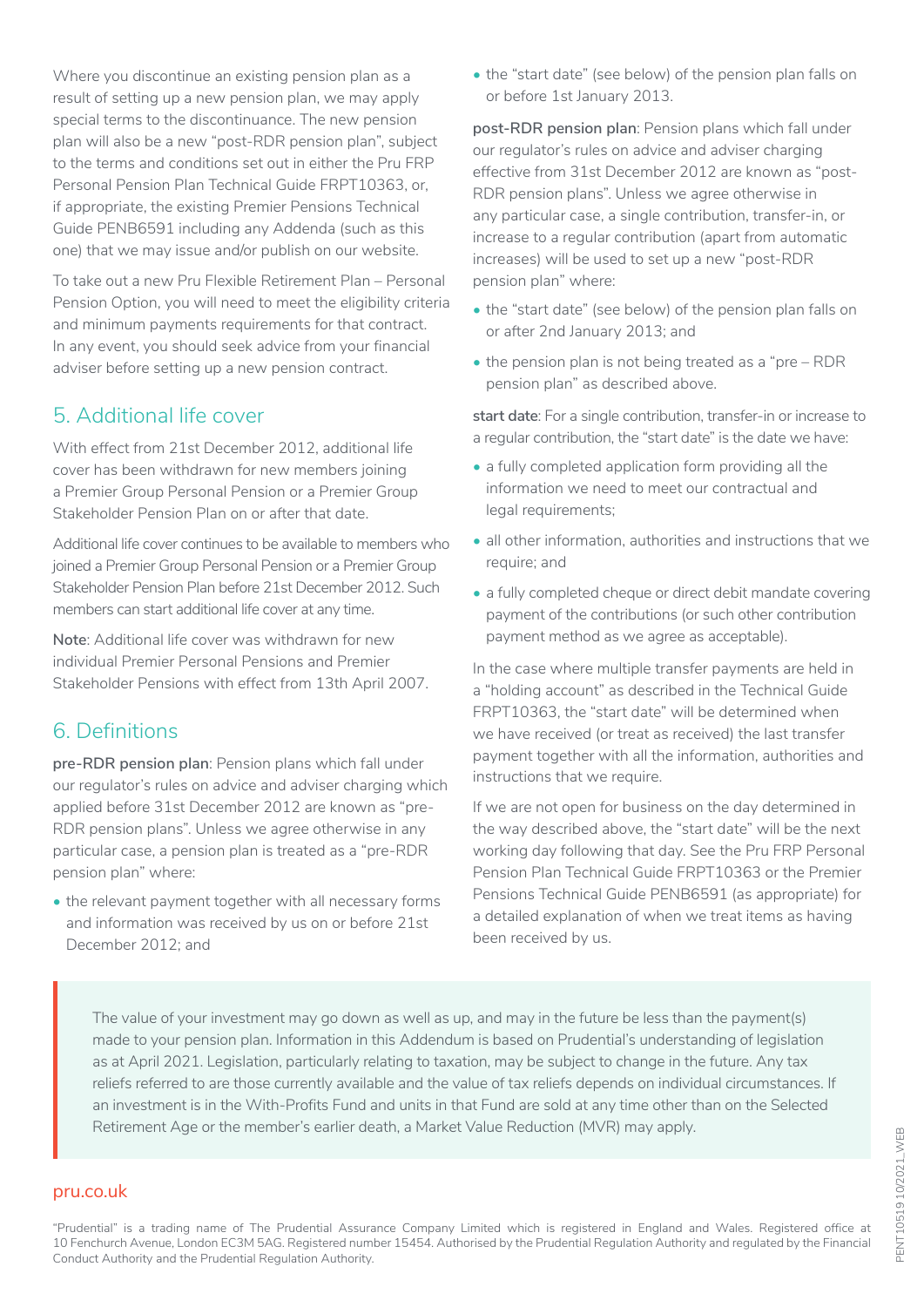Where you discontinue an existing pension plan as a result of setting up a new pension plan, we may apply special terms to the discontinuance. The new pension plan will also be a new "post-RDR pension plan", subject to the terms and conditions set out in either the Pru FRP Personal Pension Plan Technical Guide FRPT10363, or, if appropriate, the existing Premier Pensions Technical Guide PENB6591 including any Addenda (such as this one) that we may issue and/or publish on our website.

To take out a new Pru Flexible Retirement Plan – Personal Pension Option, you will need to meet the eligibility criteria and minimum payments requirements for that contract. In any event, you should seek advice from your financial adviser before setting up a new pension contract.

## 5. Additional life cover

With effect from 21st December 2012, additional life cover has been withdrawn for new members joining a Premier Group Personal Pension or a Premier Group Stakeholder Pension Plan on or after that date.

Additional life cover continues to be available to members who joined a Premier Group Personal Pension or a Premier Group Stakeholder Pension Plan before 21st December 2012. Such members can start additional life cover at any time.

**Note**: Additional life cover was withdrawn for new individual Premier Personal Pensions and Premier Stakeholder Pensions with effect from 13th April 2007.

## 6. Definitions

**pre-RDR pension plan**: Pension plans which fall under our regulator's rules on advice and adviser charging which applied before 31st December 2012 are known as "pre-RDR pension plans". Unless we agree otherwise in any particular case, a pension plan is treated as a "pre-RDR pension plan" where:

- the relevant payment together with all necessary forms and information was received by us on or before 21st December 2012; and
- the "start date" (see below) of the pension plan falls on or before 1st January 2013.

**post-RDR pension plan**: Pension plans which fall under our regulator's rules on advice and adviser charging effective from 31st December 2012 are known as "post-RDR pension plans". Unless we agree otherwise in any particular case, a single contribution, transfer-in, or increase to a regular contribution (apart from automatic increases) will be used to set up a new "post-RDR pension plan" where:

- the "start date" (see below) of the pension plan falls on or after 2nd January 2013; and
- the pension plan is not being treated as a "pre – RDR pension plan" as described above.

**start date**: For a single contribution, transfer-in or increase to a regular contribution, the "start date" is the date we have:

- a fully completed application form providing all the information we need to meet our contractual and legal requirements;
- all other information, authorities and instructions that we require; and
- a fully completed cheque or direct debit mandate covering payment of the contributions (or such other contribution payment method as we agree as acceptable).

In the case where multiple transfer payments are held in a "holding account" as described in the Technical Guide FRPT10363, the "start date" will be determined when we have received (or treat as received) the last transfer payment together with all the information, authorities and instructions that we require.

If we are not open for business on the day determined in the way described above, the "start date" will be the next working day following that day. See the Pru FRP Personal Pension Plan Technical Guide FRPT10363 or the Premier Pensions Technical Guide PENB6591 (as appropriate) for a detailed explanation of when we treat items as having been received by us.

The value of your investment may go down as well as up, and may in the future be less than the payment(s) made to your pension plan. Information in this Addendum is based on Prudential's understanding of legislation as at April 2021. Legislation, particularly relating to taxation, may be subject to change in the future. Any tax reliefs referred to are those currently available and the value of tax reliefs depends on individual circumstances. If an investment is in the With-Profits Fund and units in that Fund are sold at any time other than on the Selected Retirement Age or the member's earlier death, a Market Value Reduction (MVR) may apply.

pru.co.uk

"Prudential" is a trading name of The Prudential Assurance Company Limited which is registered in England and Wales. Registered office at 10 Fenchurch Avenue, London EC3M 5AG. Registered number 15454. Authorised by the Prudential Regulation Authority and regulated by the Financial Conduct Authority and the Prudential Regulation Authority.

PENT10519 10/2021_WEB